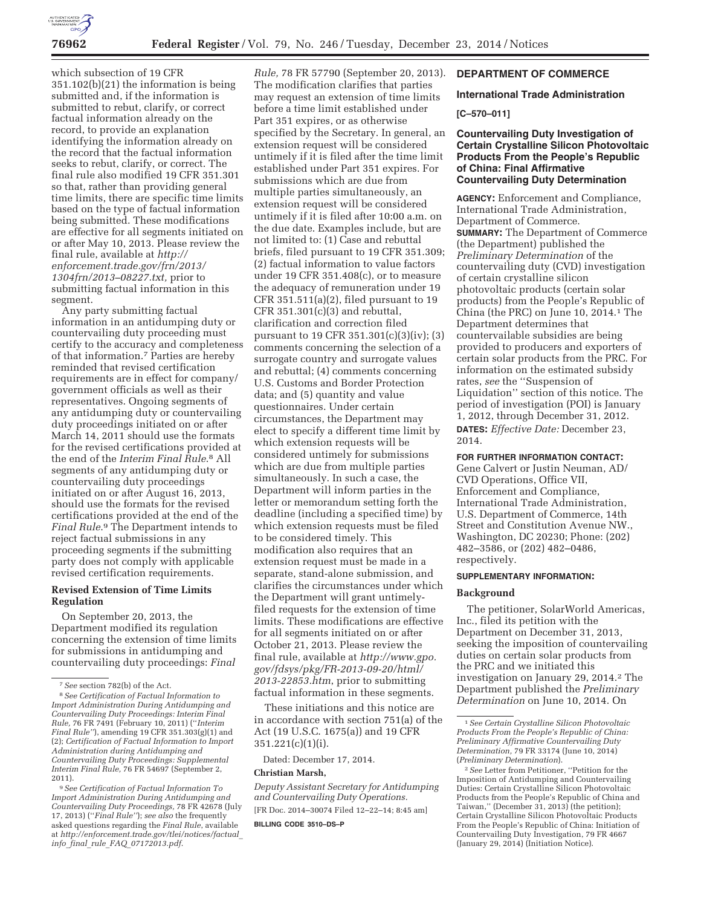which subsection of 19 CFR 351.102(b)(21) the information is being submitted and, if the information is submitted to rebut, clarify, or correct factual information already on the record, to provide an explanation identifying the information already on the record that the factual information seeks to rebut, clarify, or correct. The final rule also modified 19 CFR 351.301 so that, rather than providing general time limits, there are specific time limits based on the type of factual information being submitted. These modifications are effective for all segments initiated on or after May 10, 2013. Please review the final rule, available at *http://enforcement.trade.gov/frn/2013/1304frn/2013–08227.txt,* prior to submitting factual information in this segment.

Any party submitting factual information in an antidumping duty or countervailing duty proceeding must certify to the accuracy and completeness of that information.[7] Parties are hereby reminded that revised certification requirements are in effect for company/government officials as well as their representatives. Ongoing segments of any antidumping duty or countervailing duty proceedings initiated on or after March 14, 2011 should use the formats for the revised certifications provided at the end of the *Interim Final Rule*.[8] All segments of any antidumping duty or countervailing duty proceedings initiated on or after August 16, 2013, should use the formats for the revised certifications provided at the end of the *Final Rule*.[9] The Department intends to reject factual submissions in any proceeding segments if the submitting party does not comply with applicable revised certification requirements.

## Revised Extension of Time Limits Regulation

On September 20, 2013, the Department modified its regulation concerning the extension of time limits for submissions in antidumping and countervailing duty proceedings: *Final Rule,* 78 FR 57790 (September 20, 2013). The modification clarifies that parties may request an extension of time limits before a time limit established under Part 351 expires, or as otherwise specified by the Secretary. In general, an extension request will be considered untimely if it is filed after the time limit established under Part 351 expires. For submissions which are due from multiple parties simultaneously, an extension request will be considered untimely if it is filed after 10:00 a.m. on the due date. Examples include, but are not limited to: (1) Case and rebuttal briefs, filed pursuant to 19 CFR 351.309; (2) factual information to value factors under 19 CFR 351.408(c), or to measure the adequacy of remuneration under 19 CFR 351.511(a)(2), filed pursuant to 19 CFR 351.301(c)(3) and rebuttal, clarification and correction filed pursuant to 19 CFR 351.301(c)(3)(iv); (3) comments concerning the selection of a surrogate country and surrogate values and rebuttal; (4) comments concerning U.S. Customs and Border Protection data; and (5) quantity and value questionnaires. Under certain circumstances, the Department may elect to specify a different time limit by which extension requests will be considered untimely for submissions which are due from multiple parties simultaneously. In such a case, the Department will inform parties in the letter or memorandum setting forth the deadline (including a specified time) by which extension requests must be filed to be considered timely. This modification also requires that an extension request must be made in a separate, stand-alone submission, and clarifies the circumstances under which the Department will grant untimely-filed requests for the extension of time limits. These modifications are effective for all segments initiated on or after October 21, 2013. Please review the final rule, available at *http://www.gpo.gov/fdsys/pkg/FR-2013-09-20/html/2013-22853.htm*, prior to submitting factual information in these segments.

These initiations and this notice are in accordance with section 751(a) of the Act (19 U.S.C. 1675(a)) and 19 CFR 351.221(c)(1)(i).

Dated: December 17, 2014.

**Christian Marsh,**

*Deputy Assistant Secretary for Antidumping and Countervailing Duty Operations.*

[FR Doc. 2014–30074 Filed 12–22–14; 8:45 am]

**BILLING CODE 3510–DS–P**

[7] *See* section 782(b) of the Act.

[8] *See Certification of Factual Information to Import Administration During Antidumping and Countervailing Duty Proceedings: Interim Final Rule,* 76 FR 7491 (February 10, 2011) (''*Interim Final Rule*''), amending 19 CFR 351.303(g)(1) and (2); *Certification of Factual Information to Import Administration during Antidumping and Countervailing Duty Proceedings: Supplemental Interim Final Rule,* 76 FR 54697 (September 2, 2011).

[9] *See Certification of Factual Information To Import Administration During Antidumping and Countervailing Duty Proceedings,* 78 FR 42678 (July 17, 2013) (''*Final Rule*''); *see also* the frequently asked questions regarding the *Final Rule*, available at *http://enforcement.trade.gov/tlei/notices/factual_info_final_rule_FAQ_07172013.pdf*.

## DEPARTMENT OF COMMERCE

### International Trade Administration

**[C–570–011]**

### Countervailing Duty Investigation of Certain Crystalline Silicon Photovoltaic Products From the People's Republic of China: Final Affirmative Countervailing Duty Determination

**AGENCY:** Enforcement and Compliance, International Trade Administration, Department of Commerce.

**SUMMARY:** The Department of Commerce (the Department) published the *Preliminary Determination* of the countervailing duty (CVD) investigation of certain crystalline silicon photovoltaic products (certain solar products) from the People's Republic of China (the PRC) on June 10, 2014.[1] The Department determines that countervailable subsidies are being provided to producers and exporters of certain solar products from the PRC. For information on the estimated subsidy rates, *see* the ''Suspension of Liquidation'' section of this notice. The period of investigation (POI) is January 1, 2012, through December 31, 2012.

**DATES:** *Effective Date:* December 23, 2014.

**FOR FURTHER INFORMATION CONTACT:** Gene Calvert or Justin Neuman, AD/CVD Operations, Office VII, Enforcement and Compliance, International Trade Administration, U.S. Department of Commerce, 14th Street and Constitution Avenue NW., Washington, DC 20230; Phone: (202) 482–3586, or (202) 482–0486, respectively.

**SUPPLEMENTARY INFORMATION:**

### Background

The petitioner, SolarWorld Americas, Inc., filed its petition with the Department on December 31, 2013, seeking the imposition of countervailing duties on certain solar products from the PRC and we initiated this investigation on January 29, 2014.[2] The Department published the *Preliminary Determination* on June 10, 2014. On

[1] *See Certain Crystalline Silicon Photovoltaic Products From the People's Republic of China: Preliminary Affirmative Countervailing Duty Determination,* 79 FR 33174 (June 10, 2014) (*Preliminary Determination*).

[2] *See* Letter from Petitioner, ''Petition for the Imposition of Antidumping and Countervailing Duties: Certain Crystalline Silicon Photovoltaic Products from the People's Republic of China and Taiwan,'' (December 31, 2013) (the petition); Certain Crystalline Silicon Photovoltaic Products From the People's Republic of China: Initiation of Countervailing Duty Investigation, 79 FR 4667 (January 29, 2014) (Initiation Notice).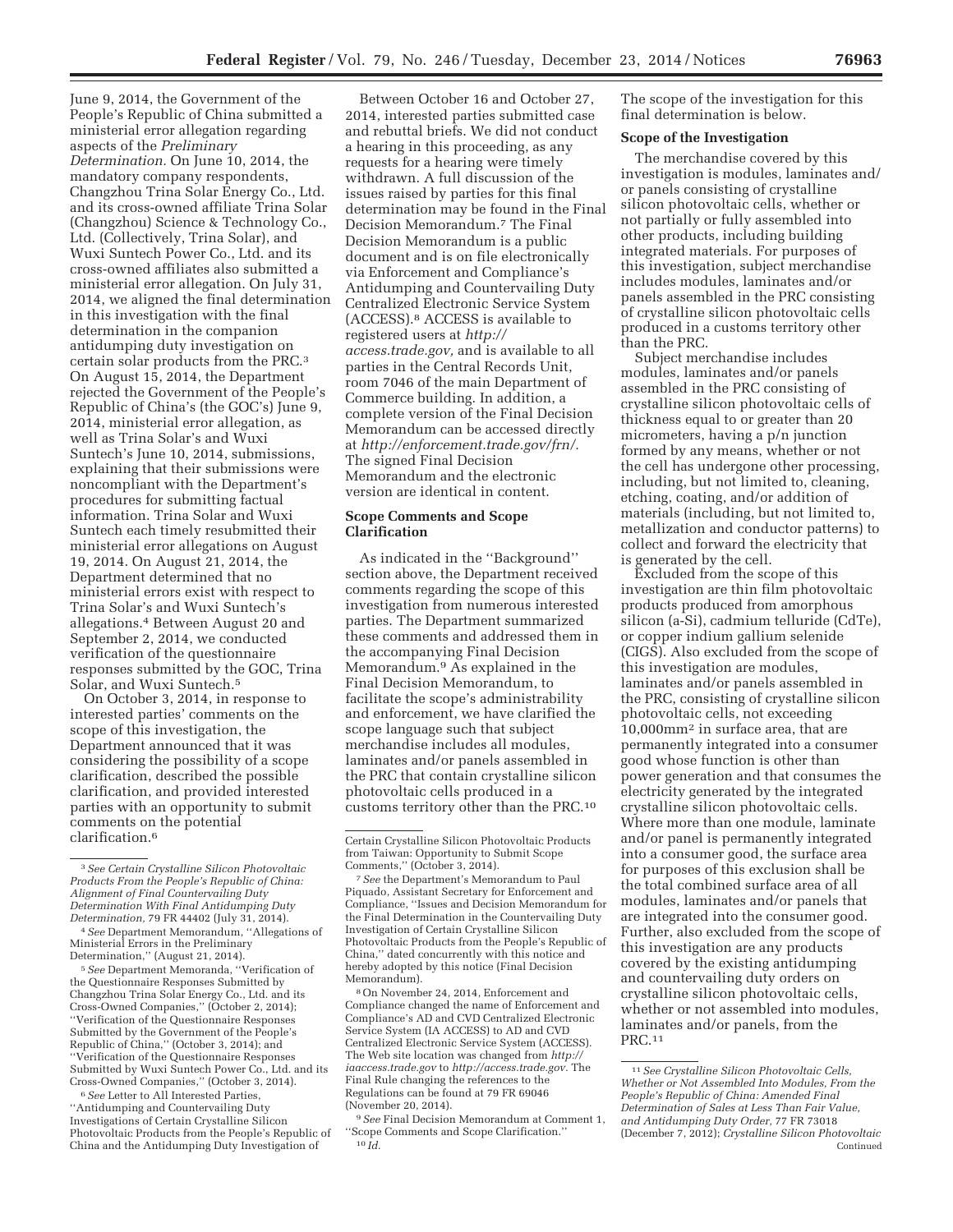June 9, 2014, the Government of the People's Republic of China submitted a ministerial error allegation regarding aspects of the *Preliminary Determination.* On June 10, 2014, the mandatory company respondents, Changzhou Trina Solar Energy Co., Ltd. and its cross-owned affiliate Trina Solar (Changzhou) Science & Technology Co., Ltd. (Collectively, Trina Solar), and Wuxi Suntech Power Co., Ltd. and its cross-owned affiliates also submitted a ministerial error allegation. On July 31, 2014, we aligned the final determination in this investigation with the final determination in the companion antidumping duty investigation on certain solar products from the PRC.[3] On August 15, 2014, the Department rejected the Government of the People's Republic of China's (the GOC's) June 9, 2014, ministerial error allegation, as well as Trina Solar's and Wuxi Suntech's June 10, 2014, submissions, explaining that their submissions were noncompliant with the Department's procedures for submitting factual information. Trina Solar and Wuxi Suntech each timely resubmitted their ministerial error allegations on August 19, 2014. On August 21, 2014, the Department determined that no ministerial errors exist with respect to Trina Solar's and Wuxi Suntech's allegations.[4] Between August 20 and September 2, 2014, we conducted verification of the questionnaire responses submitted by the GOC, Trina Solar, and Wuxi Suntech.[5]

On October 3, 2014, in response to interested parties' comments on the scope of this investigation, the Department announced that it was considering the possibility of a scope clarification, described the possible clarification, and provided interested parties with an opportunity to submit comments on the potential clarification.[6]

Between October 16 and October 27, 2014, interested parties submitted case and rebuttal briefs. We did not conduct a hearing in this proceeding, as any requests for a hearing were timely withdrawn. A full discussion of the issues raised by parties for this final determination may be found in the Final Decision Memorandum.[7] The Final Decision Memorandum is a public document and is on file electronically via Enforcement and Compliance's Antidumping and Countervailing Duty Centralized Electronic Service System (ACCESS).[8] ACCESS is available to registered users at *http://access.trade.gov,* and is available to all parties in the Central Records Unit, room 7046 of the main Department of Commerce building. In addition, a complete version of the Final Decision Memorandum can be accessed directly at *http://enforcement.trade.gov/frn/.* The signed Final Decision Memorandum and the electronic version are identical in content.

## Scope Comments and Scope Clarification

As indicated in the ''Background'' section above, the Department received comments regarding the scope of this investigation from numerous interested parties. The Department summarized these comments and addressed them in the accompanying Final Decision Memorandum.[9] As explained in the Final Decision Memorandum, to facilitate the scope's administrability and enforcement, we have clarified the scope language such that subject merchandise includes all modules, laminates and/or panels assembled in the PRC that contain crystalline silicon photovoltaic cells produced in a customs territory other than the PRC.[10] The scope of the investigation for this final determination is below.

## Scope of the Investigation

The merchandise covered by this investigation is modules, laminates and/or panels consisting of crystalline silicon photovoltaic cells, whether or not partially or fully assembled into other products, including building integrated materials. For purposes of this investigation, subject merchandise includes modules, laminates and/or panels assembled in the PRC consisting of crystalline silicon photovoltaic cells produced in a customs territory other than the PRC.

Subject merchandise includes modules, laminates and/or panels assembled in the PRC consisting of crystalline silicon photovoltaic cells of thickness equal to or greater than 20 micrometers, having a p/n junction formed by any means, whether or not the cell has undergone other processing, including, but not limited to, cleaning, etching, coating, and/or addition of materials (including, but not limited to, metallization and conductor patterns) to collect and forward the electricity that is generated by the cell.

Excluded from the scope of this investigation are thin film photovoltaic products produced from amorphous silicon (a-Si), cadmium telluride (CdTe), or copper indium gallium selenide (CIGS). Also excluded from the scope of this investigation are modules, laminates and/or panels assembled in the PRC, consisting of crystalline silicon photovoltaic cells, not exceeding 10,000mm$^2$ in surface area, that are permanently integrated into a consumer good whose function is other than power generation and that consumes the electricity generated by the integrated crystalline silicon photovoltaic cells. Where more than one module, laminate and/or panel is permanently integrated into a consumer good, the surface area for purposes of this exclusion shall be the total combined surface area of all modules, laminates and/or panels that are integrated into the consumer good. Further, also excluded from the scope of this investigation are any products covered by the existing antidumping and countervailing duty orders on crystalline silicon photovoltaic cells, whether or not assembled into modules, laminates and/or panels, from the PRC.[11]

---

[3] *See Certain Crystalline Silicon Photovoltaic Products From the People's Republic of China: Alignment of Final Countervailing Duty Determination With Final Antidumping Duty Determination,* 79 FR 44402 (July 31, 2014).

[4] *See* Department Memorandum, ''Allegations of Ministerial Errors in the Preliminary Determination,'' (August 21, 2014).

[5] *See* Department Memoranda, ''Verification of the Questionnaire Responses Submitted by Changzhou Trina Solar Energy Co., Ltd. and its Cross-Owned Companies,'' (October 2, 2014); ''Verification of the Questionnaire Responses Submitted by the Government of the People's Republic of China,'' (October 3, 2014); and ''Verification of the Questionnaire Responses Submitted by Wuxi Suntech Power Co., Ltd. and its Cross-Owned Companies,'' (October 3, 2014).

[6] *See* Letter to All Interested Parties, ''Antidumping and Countervailing Duty Investigations of Certain Crystalline Silicon Photovoltaic Products from the People's Republic of China and the Antidumping Duty Investigation of Certain Crystalline Silicon Photovoltaic Products from Taiwan: Opportunity to Submit Scope Comments,'' (October 3, 2014).

[7] *See* the Department's Memorandum to Paul Piquado, Assistant Secretary for Enforcement and Compliance, ''Issues and Decision Memorandum for the Final Determination in the Countervailing Duty Investigation of Certain Crystalline Silicon Photovoltaic Products from the People's Republic of China,'' dated concurrently with this notice and hereby adopted by this notice (Final Decision Memorandum).

[8] On November 24, 2014, Enforcement and Compliance changed the name of Enforcement and Compliance's AD and CVD Centralized Electronic Service System (IA ACCESS) to AD and CVD Centralized Electronic Service System (ACCESS). The Web site location was changed from *http://iaaccess.trade.gov* to *http://access.trade.gov.* The Final Rule changing the references to the Regulations can be found at 79 FR 69046 (November 20, 2014).

[9] *See* Final Decision Memorandum at Comment 1, ''Scope Comments and Scope Clarification.''

[10] *Id.*

[11] *See Crystalline Silicon Photovoltaic Cells, Whether or Not Assembled Into Modules, From the People's Republic of China: Amended Final Determination of Sales at Less Than Fair Value, and Antidumping Duty Order,* 77 FR 73018 (December 7, 2012); *Crystalline Silicon Photovoltaic* Continued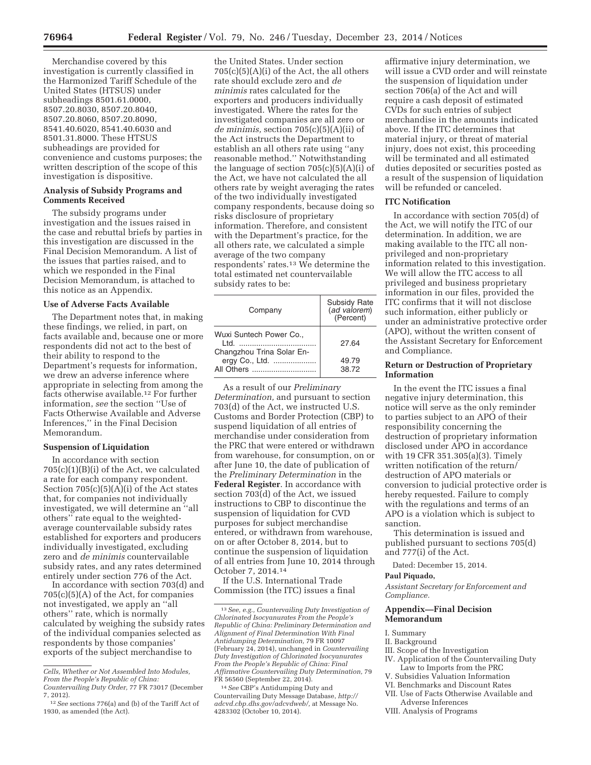Merchandise covered by this investigation is currently classified in the Harmonized Tariff Schedule of the United States (HTSUS) under subheadings 8501.61.0000, 8507.20.8030, 8507.20.8040, 8507.20.8060, 8507.20.8090, 8541.40.6020, 8541.40.6030 and 8501.31.8000. These HTSUS subheadings are provided for convenience and customs purposes; the written description of the scope of this investigation is dispositive.

**Analysis of Subsidy Programs and Comments Received**

The subsidy programs under investigation and the issues raised in the case and rebuttal briefs by parties in this investigation are discussed in the Final Decision Memorandum. A list of the issues that parties raised, and to which we responded in the Final Decision Memorandum, is attached to this notice as an Appendix.

**Use of Adverse Facts Available**

The Department notes that, in making these findings, we relied, in part, on facts available and, because one or more respondents did not act to the best of their ability to respond to the Department's requests for information, we drew an adverse inference where appropriate in selecting from among the facts otherwise available.[12] For further information, *see* the section "Use of Facts Otherwise Available and Adverse Inferences," in the Final Decision Memorandum.

**Suspension of Liquidation**

In accordance with section 705(c)(1)(B)(i) of the Act, we calculated a rate for each company respondent. Section 705(c)(5)(A)(i) of the Act states that, for companies not individually investigated, we will determine an "all others" rate equal to the weighted-average countervailable subsidy rates established for exporters and producers individually investigated, excluding zero and *de minimis* countervailable subsidy rates, and any rates determined entirely under section 776 of the Act.

In accordance with section 703(d) and 705(c)(5)(A) of the Act, for companies not investigated, we apply an "all others" rate, which is normally calculated by weighing the subsidy rates of the individual companies selected as respondents by those companies' exports of the subject merchandise to the United States. Under section 705(c)(5)(A)(i) of the Act, the all others rate should exclude zero and *de minimis* rates calculated for the exporters and producers individually investigated. Where the rates for the investigated companies are all zero or *de minimis,* section 705(c)(5)(A)(ii) of the Act instructs the Department to establish an all others rate using "any reasonable method." Notwithstanding the language of section 705(c)(5)(A)(i) of the Act, we have not calculated the all others rate by weight averaging the rates of the two individually investigated company respondents, because doing so risks disclosure of proprietary information. Therefore, and consistent with the Department's practice, for the all others rate, we calculated a simple average of the two company respondents' rates.[13] We determine the total estimated net countervailable subsidy rates to be:

| Company | Subsidy Rate (*ad valorem*) (Percent) |
|---|---|
| Wuxi Suntech Power Co., Ltd. | 27.64 |
| Changzhou Trina Solar Energy Co., Ltd. | 49.79 |
| All Others | 38.72 |

As a result of our *Preliminary Determination,* and pursuant to section 703(d) of the Act, we instructed U.S. Customs and Border Protection (CBP) to suspend liquidation of all entries of merchandise under consideration from the PRC that were entered or withdrawn from warehouse, for consumption, on or after June 10, the date of publication of the *Preliminary Determination* in the **Federal Register**. In accordance with section 703(d) of the Act, we issued instructions to CBP to discontinue the suspension of liquidation for CVD purposes for subject merchandise entered, or withdrawn from warehouse, on or after October 8, 2014, but to continue the suspension of liquidation of all entries from June 10, 2014 through October 7, 2014.[14]

If the U.S. International Trade Commission (the ITC) issues a final affirmative injury determination, we will issue a CVD order and will reinstate the suspension of liquidation under section 706(a) of the Act and will require a cash deposit of estimated CVDs for such entries of subject merchandise in the amounts indicated above. If the ITC determines that material injury, or threat of material injury, does not exist, this proceeding will be terminated and all estimated duties deposited or securities posted as a result of the suspension of liquidation will be refunded or canceled.

**ITC Notification**

In accordance with section 705(d) of the Act, we will notify the ITC of our determination. In addition, we are making available to the ITC all non-privileged and non-proprietary information related to this investigation. We will allow the ITC access to all privileged and business proprietary information in our files, provided the ITC confirms that it will not disclose such information, either publicly or under an administrative protective order (APO), without the written consent of the Assistant Secretary for Enforcement and Compliance.

**Return or Destruction of Proprietary Information**

In the event the ITC issues a final negative injury determination, this notice will serve as the only reminder to parties subject to an APO of their responsibility concerning the destruction of proprietary information disclosed under APO in accordance with 19 CFR 351.305(a)(3). Timely written notification of the return/destruction of APO materials or conversion to judicial protective order is hereby requested. Failure to comply with the regulations and terms of an APO is a violation which is subject to sanction.

This determination is issued and published pursuant to sections 705(d) and 777(i) of the Act.

Dated: December 15, 2014.

**Paul Piquado,**

*Assistant Secretary for Enforcement and Compliance.*

**Appendix—Final Decision Memorandum**

I. Summary
II. Background
III. Scope of the Investigation
IV. Application of the Countervailing Duty Law to Imports from the PRC
V. Subsidies Valuation Information
VI. Benchmarks and Discount Rates
VII. Use of Facts Otherwise Available and Adverse Inferences
VIII. Analysis of Programs

---

*Cells, Whether or Not Assembled Into Modules, From the People's Republic of China: Countervailing Duty Order,* 77 FR 73017 (December 7, 2012).

[12] *See* sections 776(a) and (b) of the Tariff Act of 1930, as amended (the Act).

[13] *See, e.g., Countervailing Duty Investigation of Chlorinated Isocyanurates From the People's Republic of China: Preliminary Determination and Alignment of Final Determination With Final Antidumping Determination,* 79 FR 10097 (February 24, 2014), unchanged in *Countervailing Duty Investigation of Chlorinated Isocyanurates From the People's Republic of China: Final Affirmative Countervailing Duty Determination,* 79 FR 56560 (September 22, 2014).

[14] *See* CBP's Antidumping Duty and Countervailing Duty Message Database, *http://adcvd.cbp.dhs.gov/adcvdweb/,* at Message No. 4283302 (October 10, 2014).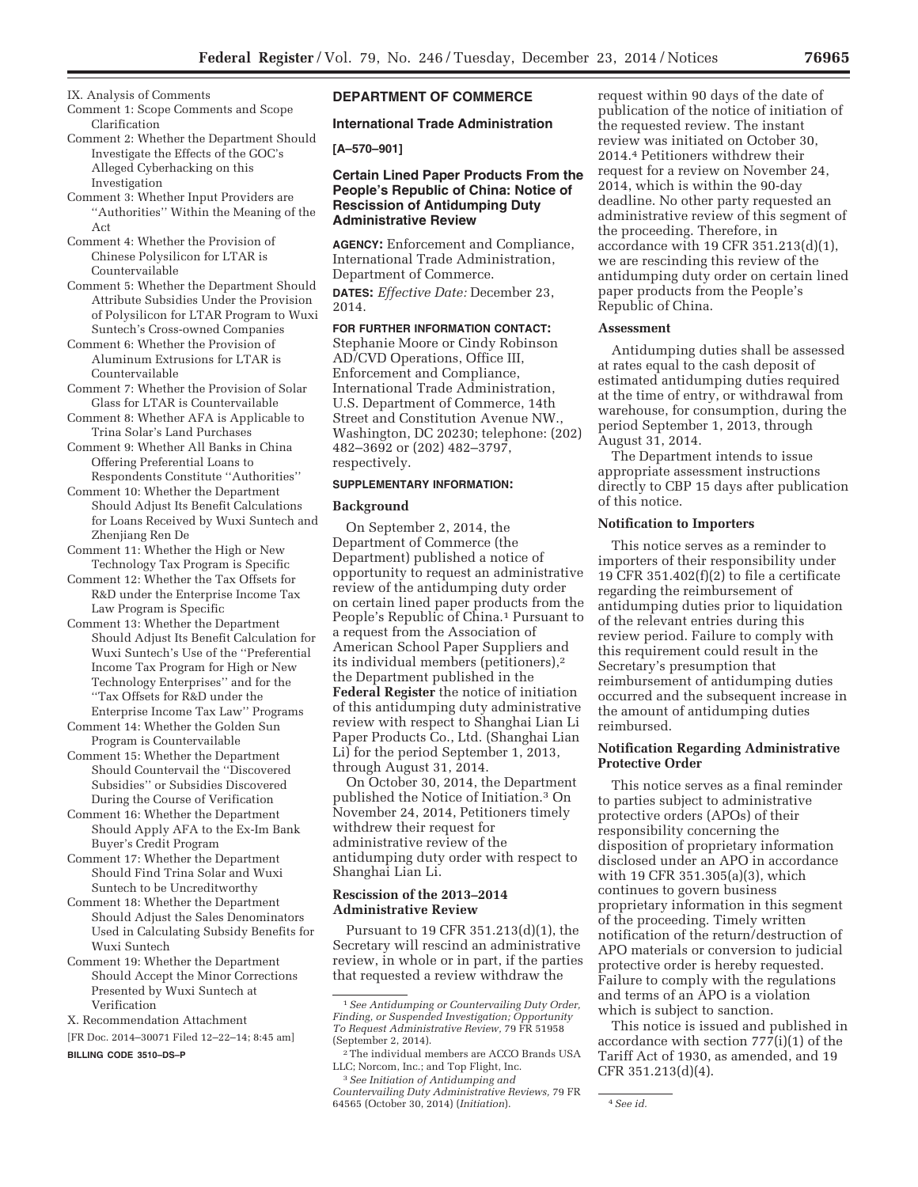IX. Analysis of Comments

Comment 1: Scope Comments and Scope Clarification

Comment 2: Whether the Department Should Investigate the Effects of the GOC's Alleged Cyberhacking on this Investigation

Comment 3: Whether Input Providers are ''Authorities'' Within the Meaning of the Act

Comment 4: Whether the Provision of Chinese Polysilicon for LTAR is Countervailable

Comment 5: Whether the Department Should Attribute Subsidies Under the Provision of Polysilicon for LTAR Program to Wuxi Suntech's Cross-owned Companies

Comment 6: Whether the Provision of Aluminum Extrusions for LTAR is Countervailable

Comment 7: Whether the Provision of Solar Glass for LTAR is Countervailable

Comment 8: Whether AFA is Applicable to Trina Solar's Land Purchases

Comment 9: Whether All Banks in China Offering Preferential Loans to Respondents Constitute ''Authorities''

Comment 10: Whether the Department Should Adjust Its Benefit Calculations for Loans Received by Wuxi Suntech and Zhenjiang Ren De

Comment 11: Whether the High or New Technology Tax Program is Specific

Comment 12: Whether the Tax Offsets for R&D under the Enterprise Income Tax Law Program is Specific

Comment 13: Whether the Department Should Adjust Its Benefit Calculation for Wuxi Suntech's Use of the ''Preferential Income Tax Program for High or New Technology Enterprises'' and for the ''Tax Offsets for R&D under the Enterprise Income Tax Law'' Programs

Comment 14: Whether the Golden Sun Program is Countervailable

Comment 15: Whether the Department Should Countervail the ''Discovered Subsidies'' or Subsidies Discovered During the Course of Verification

Comment 16: Whether the Department Should Apply AFA to the Ex-Im Bank Buyer's Credit Program

Comment 17: Whether the Department Should Find Trina Solar and Wuxi Suntech to be Uncreditworthy

Comment 18: Whether the Department Should Adjust the Sales Denominators Used in Calculating Subsidy Benefits for Wuxi Suntech

Comment 19: Whether the Department Should Accept the Minor Corrections Presented by Wuxi Suntech at Verification

X. Recommendation Attachment

[FR Doc. 2014–30071 Filed 12–22–14; 8:45 am]

**BILLING CODE 3510–DS–P**

## DEPARTMENT OF COMMERCE

### International Trade Administration

**[A–570–901]**

### Certain Lined Paper Products From the People's Republic of China: Notice of Rescission of Antidumping Duty Administrative Review

**AGENCY:** Enforcement and Compliance, International Trade Administration, Department of Commerce.

**DATES:** *Effective Date:* December 23, 2014.

**FOR FURTHER INFORMATION CONTACT:** Stephanie Moore or Cindy Robinson AD/CVD Operations, Office III, Enforcement and Compliance, International Trade Administration, U.S. Department of Commerce, 14th Street and Constitution Avenue NW., Washington, DC 20230; telephone: (202) 482–3692 or (202) 482–3797, respectively.

**SUPPLEMENTARY INFORMATION:**

#### Background

On September 2, 2014, the Department of Commerce (the Department) published a notice of opportunity to request an administrative review of the antidumping duty order on certain lined paper products from the People's Republic of China.[1] Pursuant to a request from the Association of American School Paper Suppliers and its individual members (petitioners),[2] the Department published in the **Federal Register** the notice of initiation of this antidumping duty administrative review with respect to Shanghai Lian Li Paper Products Co., Ltd. (Shanghai Lian Li) for the period September 1, 2013, through August 31, 2014.

On October 30, 2014, the Department published the Notice of Initiation.[3] On November 24, 2014, Petitioners timely withdrew their request for administrative review of the antidumping duty order with respect to Shanghai Lian Li.

#### Rescission of the 2013–2014 Administrative Review

Pursuant to 19 CFR 351.213(d)(1), the Secretary will rescind an administrative review, in whole or in part, if the parties that requested a review withdraw the request within 90 days of the date of publication of the notice of initiation of the requested review. The instant review was initiated on October 30, 2014.[4] Petitioners withdrew their request for a review on November 24, 2014, which is within the 90-day deadline. No other party requested an administrative review of this segment of the proceeding. Therefore, in accordance with 19 CFR 351.213(d)(1), we are rescinding this review of the antidumping duty order on certain lined paper products from the People's Republic of China.

#### Assessment

Antidumping duties shall be assessed at rates equal to the cash deposit of estimated antidumping duties required at the time of entry, or withdrawal from warehouse, for consumption, during the period September 1, 2013, through August 31, 2014.

The Department intends to issue appropriate assessment instructions directly to CBP 15 days after publication of this notice.

#### Notification to Importers

This notice serves as a reminder to importers of their responsibility under 19 CFR 351.402(f)(2) to file a certificate regarding the reimbursement of antidumping duties prior to liquidation of the relevant entries during this review period. Failure to comply with this requirement could result in the Secretary's presumption that reimbursement of antidumping duties occurred and the subsequent increase in the amount of antidumping duties reimbursed.

#### Notification Regarding Administrative Protective Order

This notice serves as a final reminder to parties subject to administrative protective orders (APOs) of their responsibility concerning the disposition of proprietary information disclosed under an APO in accordance with 19 CFR 351.305(a)(3), which continues to govern business proprietary information in this segment of the proceeding. Timely written notification of the return/destruction of APO materials or conversion to judicial protective order is hereby requested. Failure to comply with the regulations and terms of an APO is a violation which is subject to sanction.

This notice is issued and published in accordance with section 777(i)(1) of the Tariff Act of 1930, as amended, and 19 CFR 351.213(d)(4).

---

[1] *See Antidumping or Countervailing Duty Order, Finding, or Suspended Investigation; Opportunity To Request Administrative Review,* 79 FR 51958 (September 2, 2014).

[2] The individual members are ACCO Brands USA LLC; Norcom, Inc.; and Top Flight, Inc.

[3] *See Initiation of Antidumping and Countervailing Duty Administrative Reviews,* 79 FR 64565 (October 30, 2014) (*Initiation*).

[4] *See id.*